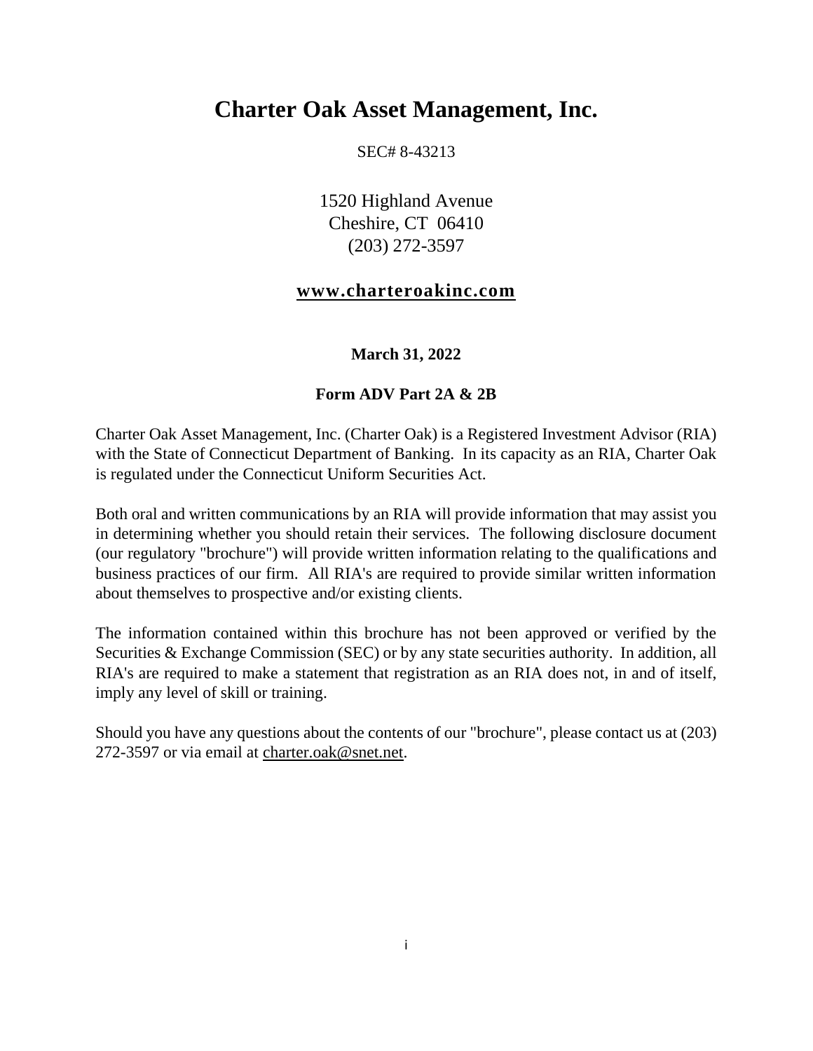# Charter Oak Asset Management, Inc.

SEC# 8-43213

1520 Highland Avenue
Cheshire, CT 06410
(203) 272-3597

**www.charteroakinc.com**

**March 31, 2022**

**Form ADV Part 2A & 2B**

Charter Oak Asset Management, Inc. (Charter Oak) is a Registered Investment Advisor (RIA) with the State of Connecticut Department of Banking. In its capacity as an RIA, Charter Oak is regulated under the Connecticut Uniform Securities Act.

Both oral and written communications by an RIA will provide information that may assist you in determining whether you should retain their services. The following disclosure document (our regulatory "brochure") will provide written information relating to the qualifications and business practices of our firm. All RIA's are required to provide similar written information about themselves to prospective and/or existing clients.

The information contained within this brochure has not been approved or verified by the Securities & Exchange Commission (SEC) or by any state securities authority. In addition, all RIA's are required to make a statement that registration as an RIA does not, in and of itself, imply any level of skill or training.

Should you have any questions about the contents of our "brochure", please contact us at (203) 272-3597 or via email at charter.oak@snet.net.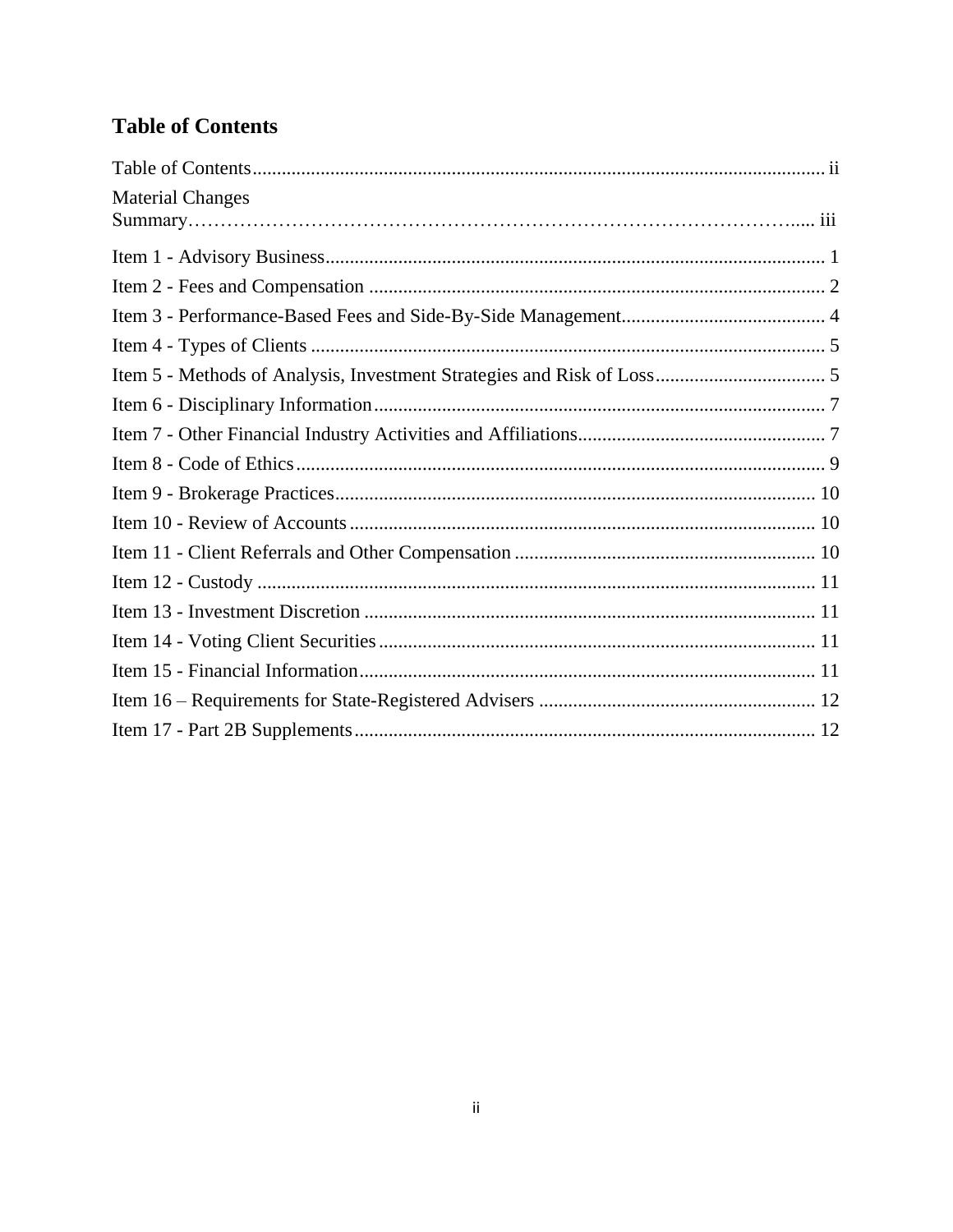## Table of Contents

Table of Contents ..................................................................................................................... ii

Material Changes Summary………………………………………………………………………….... iii

Item 1 - Advisory Business...................................................................................................... 1

Item 2 - Fees and Compensation ............................................................................................. 2

Item 3 - Performance-Based Fees and Side-By-Side Management.......................................... 4

Item 4 - Types of Clients ......................................................................................................... 5

Item 5 - Methods of Analysis, Investment Strategies and Risk of Loss................................... 5

Item 6 - Disciplinary Information............................................................................................ 7

Item 7 - Other Financial Industry Activities and Affiliations................................................... 7

Item 8 - Code of Ethics............................................................................................................ 9

Item 9 - Brokerage Practices.................................................................................................. 10

Item 10 - Review of Accounts................................................................................................ 10

Item 11 - Client Referrals and Other Compensation ............................................................. 10

Item 12 - Custody .................................................................................................................. 11

Item 13 - Investment Discretion ............................................................................................ 11

Item 14 - Voting Client Securities.......................................................................................... 11

Item 15 - Financial Information............................................................................................. 11

Item 16 – Requirements for State-Registered Advisers ......................................................... 12

Item 17 - Part 2B Supplements............................................................................................... 12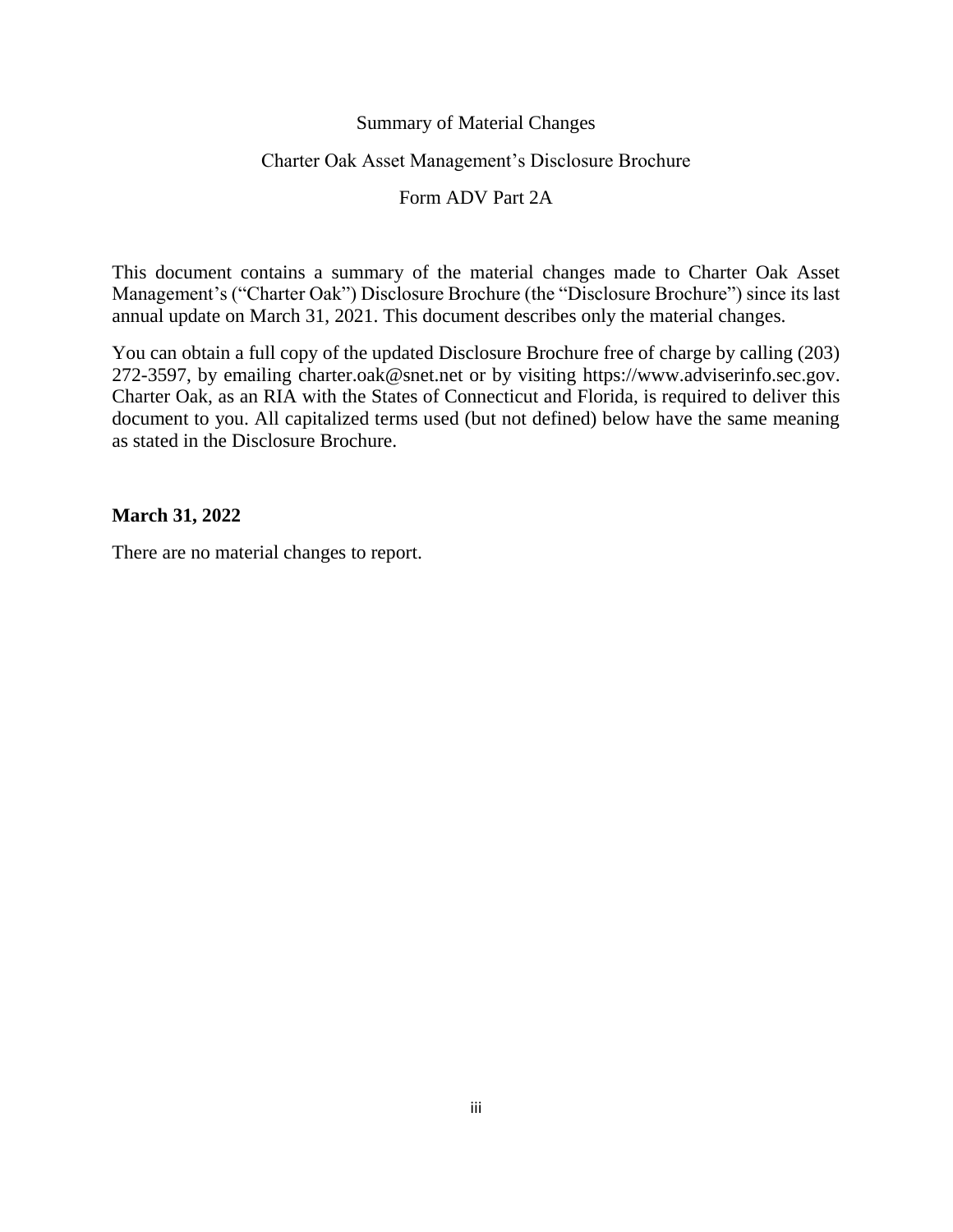# Summary of Material Changes

## Charter Oak Asset Management's Disclosure Brochure

## Form ADV Part 2A

This document contains a summary of the material changes made to Charter Oak Asset Management's ("Charter Oak") Disclosure Brochure (the "Disclosure Brochure") since its last annual update on March 31, 2021. This document describes only the material changes.

You can obtain a full copy of the updated Disclosure Brochure free of charge by calling (203) 272-3597, by emailing charter.oak@snet.net or by visiting https://www.adviserinfo.sec.gov. Charter Oak, as an RIA with the States of Connecticut and Florida, is required to deliver this document to you. All capitalized terms used (but not defined) below have the same meaning as stated in the Disclosure Brochure.

**March 31, 2022**

There are no material changes to report.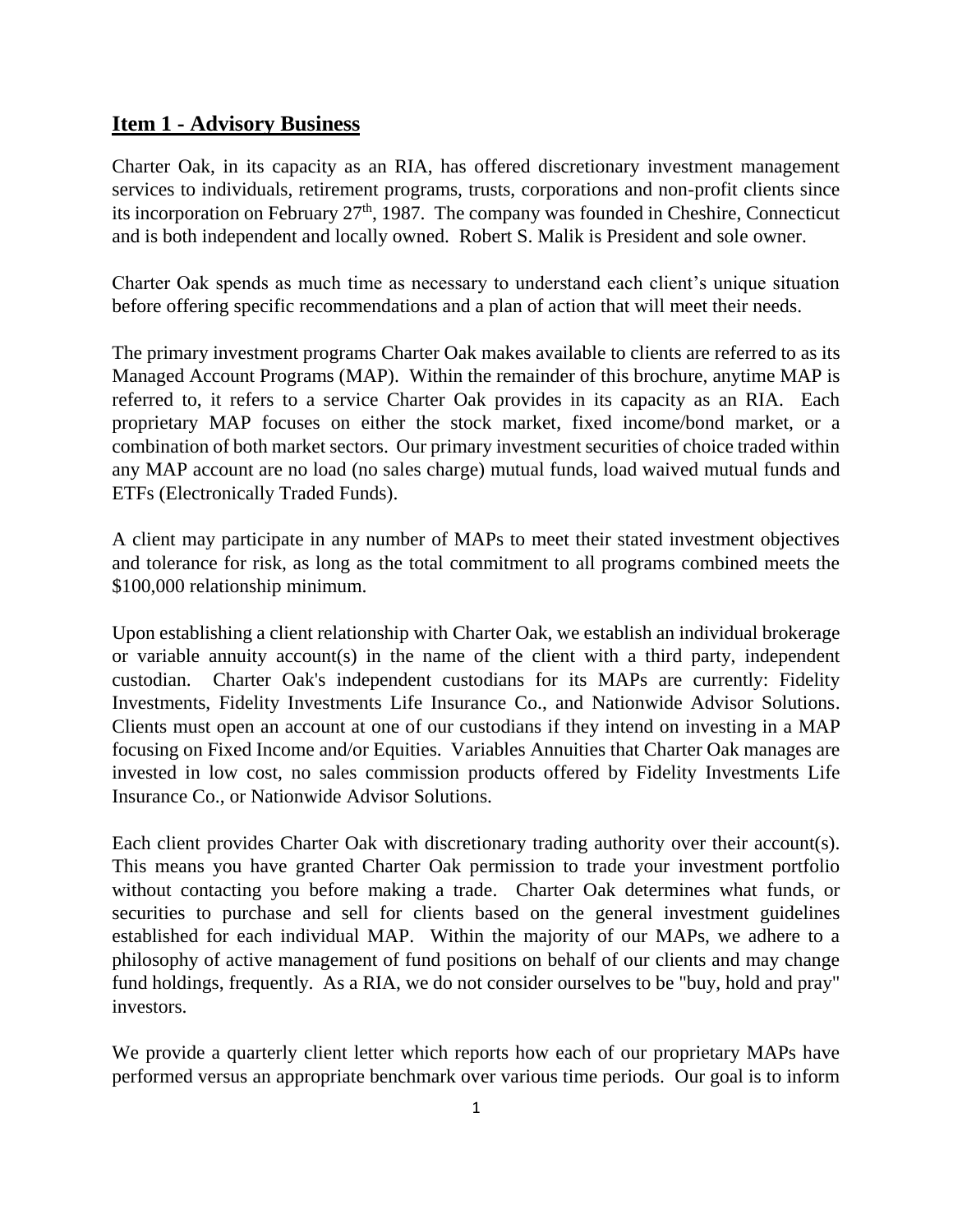## Item 1 - Advisory Business

Charter Oak, in its capacity as an RIA, has offered discretionary investment management services to individuals, retirement programs, trusts, corporations and non-profit clients since its incorporation on February 27th, 1987. The company was founded in Cheshire, Connecticut and is both independent and locally owned. Robert S. Malik is President and sole owner.

Charter Oak spends as much time as necessary to understand each client's unique situation before offering specific recommendations and a plan of action that will meet their needs.

The primary investment programs Charter Oak makes available to clients are referred to as its Managed Account Programs (MAP). Within the remainder of this brochure, anytime MAP is referred to, it refers to a service Charter Oak provides in its capacity as an RIA. Each proprietary MAP focuses on either the stock market, fixed income/bond market, or a combination of both market sectors. Our primary investment securities of choice traded within any MAP account are no load (no sales charge) mutual funds, load waived mutual funds and ETFs (Electronically Traded Funds).

A client may participate in any number of MAPs to meet their stated investment objectives and tolerance for risk, as long as the total commitment to all programs combined meets the $100,000 relationship minimum.

Upon establishing a client relationship with Charter Oak, we establish an individual brokerage or variable annuity account(s) in the name of the client with a third party, independent custodian. Charter Oak's independent custodians for its MAPs are currently: Fidelity Investments, Fidelity Investments Life Insurance Co., and Nationwide Advisor Solutions. Clients must open an account at one of our custodians if they intend on investing in a MAP focusing on Fixed Income and/or Equities. Variables Annuities that Charter Oak manages are invested in low cost, no sales commission products offered by Fidelity Investments Life Insurance Co., or Nationwide Advisor Solutions.

Each client provides Charter Oak with discretionary trading authority over their account(s). This means you have granted Charter Oak permission to trade your investment portfolio without contacting you before making a trade. Charter Oak determines what funds, or securities to purchase and sell for clients based on the general investment guidelines established for each individual MAP. Within the majority of our MAPs, we adhere to a philosophy of active management of fund positions on behalf of our clients and may change fund holdings, frequently. As a RIA, we do not consider ourselves to be "buy, hold and pray" investors.

We provide a quarterly client letter which reports how each of our proprietary MAPs have performed versus an appropriate benchmark over various time periods. Our goal is to inform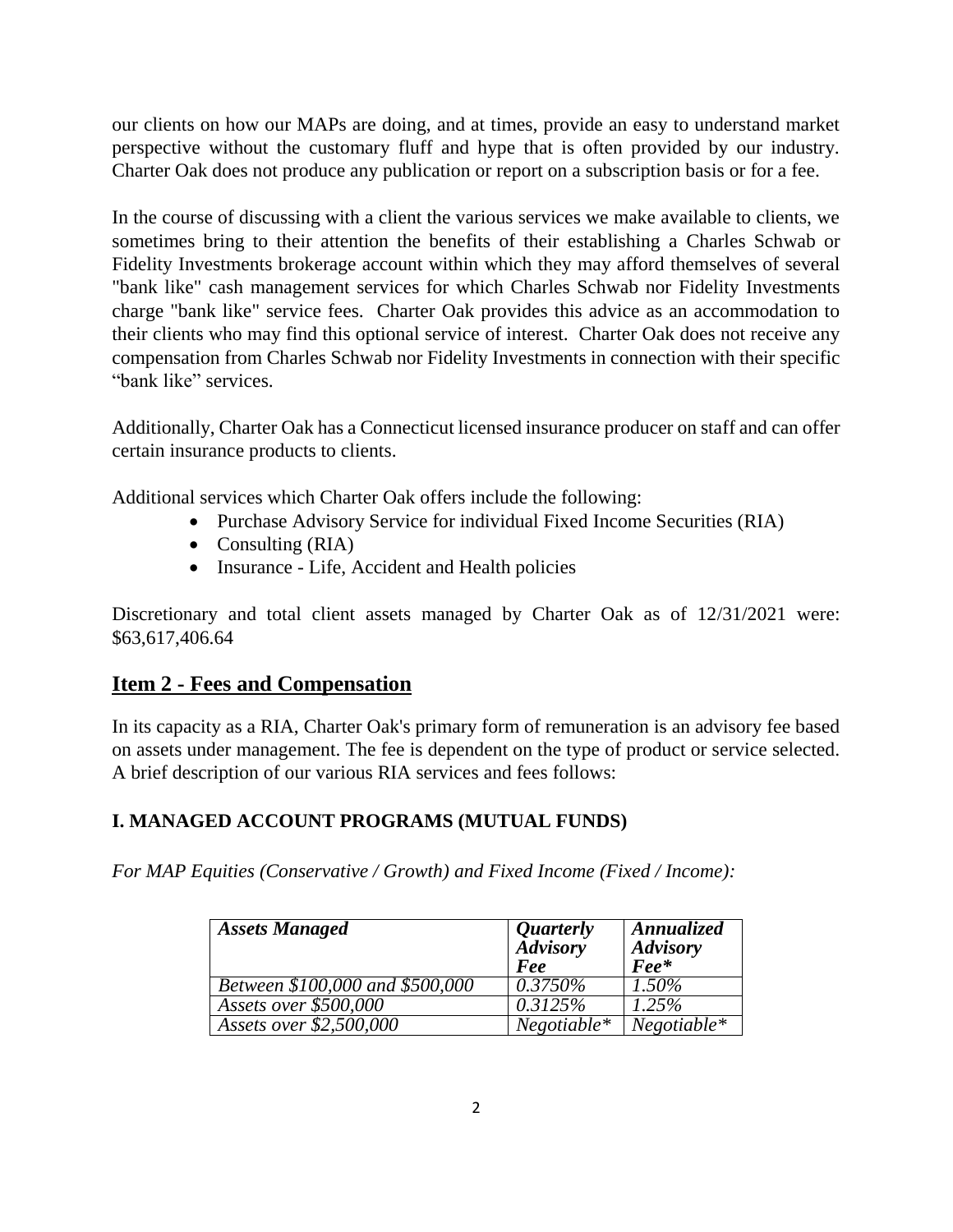our clients on how our MAPs are doing, and at times, provide an easy to understand market perspective without the customary fluff and hype that is often provided by our industry. Charter Oak does not produce any publication or report on a subscription basis or for a fee.

In the course of discussing with a client the various services we make available to clients, we sometimes bring to their attention the benefits of their establishing a Charles Schwab or Fidelity Investments brokerage account within which they may afford themselves of several "bank like" cash management services for which Charles Schwab nor Fidelity Investments charge "bank like" service fees. Charter Oak provides this advice as an accommodation to their clients who may find this optional service of interest. Charter Oak does not receive any compensation from Charles Schwab nor Fidelity Investments in connection with their specific "bank like" services.

Additionally, Charter Oak has a Connecticut licensed insurance producer on staff and can offer certain insurance products to clients.

Additional services which Charter Oak offers include the following:

- Purchase Advisory Service for individual Fixed Income Securities (RIA)
- Consulting (RIA)
- Insurance - Life, Accident and Health policies

Discretionary and total client assets managed by Charter Oak as of 12/31/2021 were: $63,617,406.64

## Item 2 - Fees and Compensation

In its capacity as a RIA, Charter Oak's primary form of remuneration is an advisory fee based on assets under management. The fee is dependent on the type of product or service selected. A brief description of our various RIA services and fees follows:

### I. MANAGED ACCOUNT PROGRAMS (MUTUAL FUNDS)

*For MAP Equities (Conservative / Growth) and Fixed Income (Fixed / Income):*

| *Assets Managed* | *Quarterly Advisory Fee* | *Annualized Advisory Fee** |
|---|---|---|
| *Between $100,000 and $500,000* | *0.3750%* | *1.50%* |
| *Assets over $500,000* | *0.3125%* | *1.25%* |
| *Assets over $2,500,000* | *Negotiable** | *Negotiable** |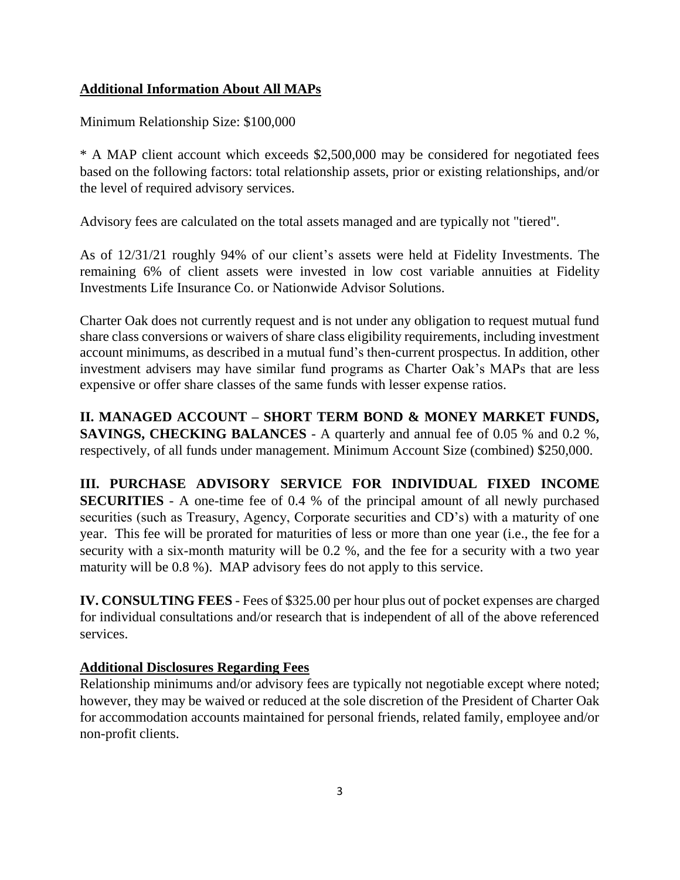## Additional Information About All MAPs

Minimum Relationship Size: $100,000

* A MAP client account which exceeds $2,500,000 may be considered for negotiated fees based on the following factors: total relationship assets, prior or existing relationships, and/or the level of required advisory services.

Advisory fees are calculated on the total assets managed and are typically not "tiered".

As of 12/31/21 roughly 94% of our client's assets were held at Fidelity Investments. The remaining 6% of client assets were invested in low cost variable annuities at Fidelity Investments Life Insurance Co. or Nationwide Advisor Solutions.

Charter Oak does not currently request and is not under any obligation to request mutual fund share class conversions or waivers of share class eligibility requirements, including investment account minimums, as described in a mutual fund's then-current prospectus. In addition, other investment advisers may have similar fund programs as Charter Oak's MAPs that are less expensive or offer share classes of the same funds with lesser expense ratios.

**II. MANAGED ACCOUNT – SHORT TERM BOND & MONEY MARKET FUNDS, SAVINGS, CHECKING BALANCES** - A quarterly and annual fee of 0.05 % and 0.2 %, respectively, of all funds under management. Minimum Account Size (combined) $250,000.

**III. PURCHASE ADVISORY SERVICE FOR INDIVIDUAL FIXED INCOME SECURITIES** - A one-time fee of 0.4 % of the principal amount of all newly purchased securities (such as Treasury, Agency, Corporate securities and CD's) with a maturity of one year. This fee will be prorated for maturities of less or more than one year (i.e., the fee for a security with a six-month maturity will be 0.2 %, and the fee for a security with a two year maturity will be 0.8 %). MAP advisory fees do not apply to this service.

**IV. CONSULTING FEES** - Fees of $325.00 per hour plus out of pocket expenses are charged for individual consultations and/or research that is independent of all of the above referenced services.

## Additional Disclosures Regarding Fees

Relationship minimums and/or advisory fees are typically not negotiable except where noted; however, they may be waived or reduced at the sole discretion of the President of Charter Oak for accommodation accounts maintained for personal friends, related family, employee and/or non-profit clients.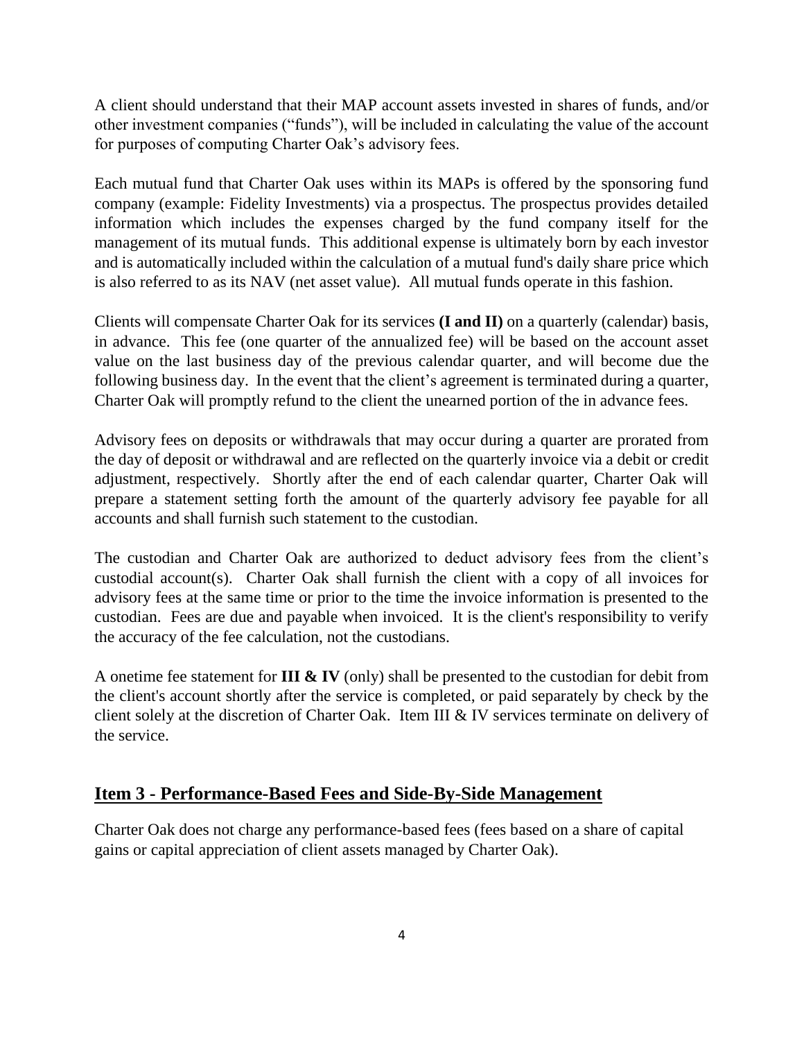A client should understand that their MAP account assets invested in shares of funds, and/or other investment companies ("funds"), will be included in calculating the value of the account for purposes of computing Charter Oak's advisory fees.

Each mutual fund that Charter Oak uses within its MAPs is offered by the sponsoring fund company (example: Fidelity Investments) via a prospectus. The prospectus provides detailed information which includes the expenses charged by the fund company itself for the management of its mutual funds. This additional expense is ultimately born by each investor and is automatically included within the calculation of a mutual fund's daily share price which is also referred to as its NAV (net asset value). All mutual funds operate in this fashion.

Clients will compensate Charter Oak for its services **(I and II)** on a quarterly (calendar) basis, in advance. This fee (one quarter of the annualized fee) will be based on the account asset value on the last business day of the previous calendar quarter, and will become due the following business day. In the event that the client's agreement is terminated during a quarter, Charter Oak will promptly refund to the client the unearned portion of the in advance fees.

Advisory fees on deposits or withdrawals that may occur during a quarter are prorated from the day of deposit or withdrawal and are reflected on the quarterly invoice via a debit or credit adjustment, respectively. Shortly after the end of each calendar quarter, Charter Oak will prepare a statement setting forth the amount of the quarterly advisory fee payable for all accounts and shall furnish such statement to the custodian.

The custodian and Charter Oak are authorized to deduct advisory fees from the client's custodial account(s). Charter Oak shall furnish the client with a copy of all invoices for advisory fees at the same time or prior to the time the invoice information is presented to the custodian. Fees are due and payable when invoiced. It is the client's responsibility to verify the accuracy of the fee calculation, not the custodians.

A onetime fee statement for **III & IV** (only) shall be presented to the custodian for debit from the client's account shortly after the service is completed, or paid separately by check by the client solely at the discretion of Charter Oak. Item III & IV services terminate on delivery of the service.

## Item 3 - Performance-Based Fees and Side-By-Side Management

Charter Oak does not charge any performance-based fees (fees based on a share of capital gains or capital appreciation of client assets managed by Charter Oak).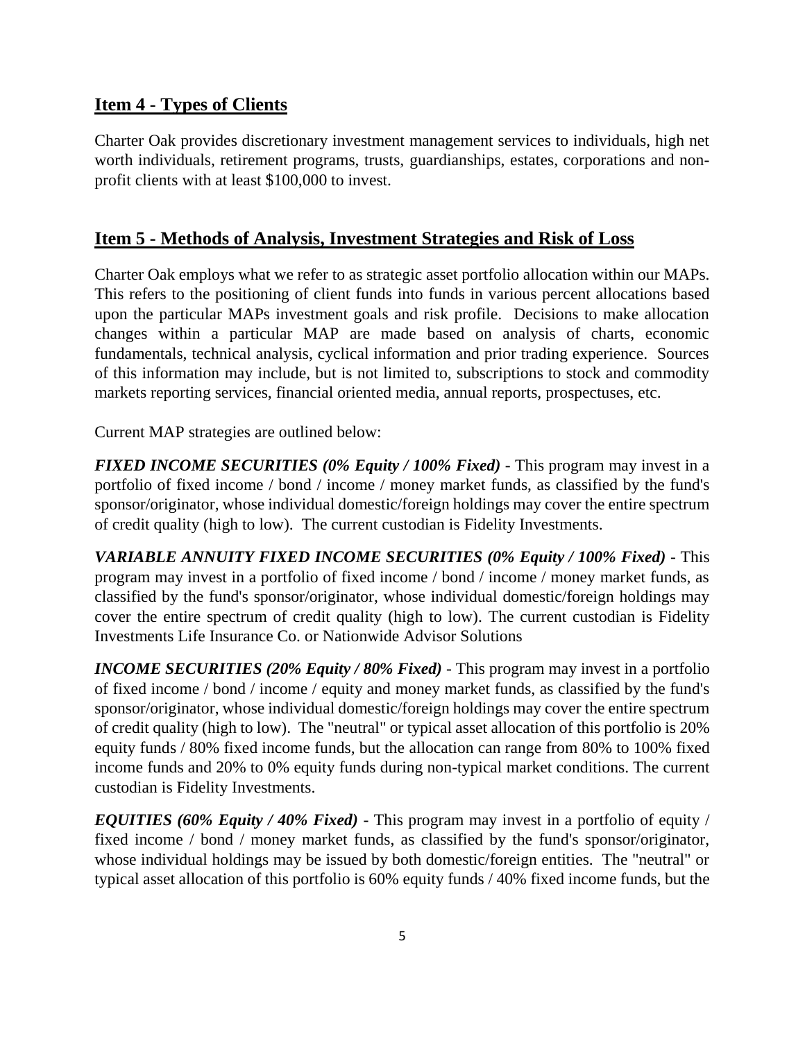## Item 4 - Types of Clients

Charter Oak provides discretionary investment management services to individuals, high net worth individuals, retirement programs, trusts, guardianships, estates, corporations and non-profit clients with at least $100,000 to invest.

## Item 5 - Methods of Analysis, Investment Strategies and Risk of Loss

Charter Oak employs what we refer to as strategic asset portfolio allocation within our MAPs. This refers to the positioning of client funds into funds in various percent allocations based upon the particular MAPs investment goals and risk profile. Decisions to make allocation changes within a particular MAP are made based on analysis of charts, economic fundamentals, technical analysis, cyclical information and prior trading experience. Sources of this information may include, but is not limited to, subscriptions to stock and commodity markets reporting services, financial oriented media, annual reports, prospectuses, etc.

Current MAP strategies are outlined below:

***FIXED INCOME SECURITIES (0% Equity / 100% Fixed)*** - This program may invest in a portfolio of fixed income / bond / income / money market funds, as classified by the fund's sponsor/originator, whose individual domestic/foreign holdings may cover the entire spectrum of credit quality (high to low). The current custodian is Fidelity Investments.

***VARIABLE ANNUITY FIXED INCOME SECURITIES (0% Equity / 100% Fixed)*** - This program may invest in a portfolio of fixed income / bond / income / money market funds, as classified by the fund's sponsor/originator, whose individual domestic/foreign holdings may cover the entire spectrum of credit quality (high to low). The current custodian is Fidelity Investments Life Insurance Co. or Nationwide Advisor Solutions

***INCOME SECURITIES (20% Equity / 80% Fixed)*** - This program may invest in a portfolio of fixed income / bond / income / equity and money market funds, as classified by the fund's sponsor/originator, whose individual domestic/foreign holdings may cover the entire spectrum of credit quality (high to low). The "neutral" or typical asset allocation of this portfolio is 20% equity funds / 80% fixed income funds, but the allocation can range from 80% to 100% fixed income funds and 20% to 0% equity funds during non-typical market conditions. The current custodian is Fidelity Investments.

***EQUITIES (60% Equity / 40% Fixed)*** - This program may invest in a portfolio of equity / fixed income / bond / money market funds, as classified by the fund's sponsor/originator, whose individual holdings may be issued by both domestic/foreign entities. The "neutral" or typical asset allocation of this portfolio is 60% equity funds / 40% fixed income funds, but the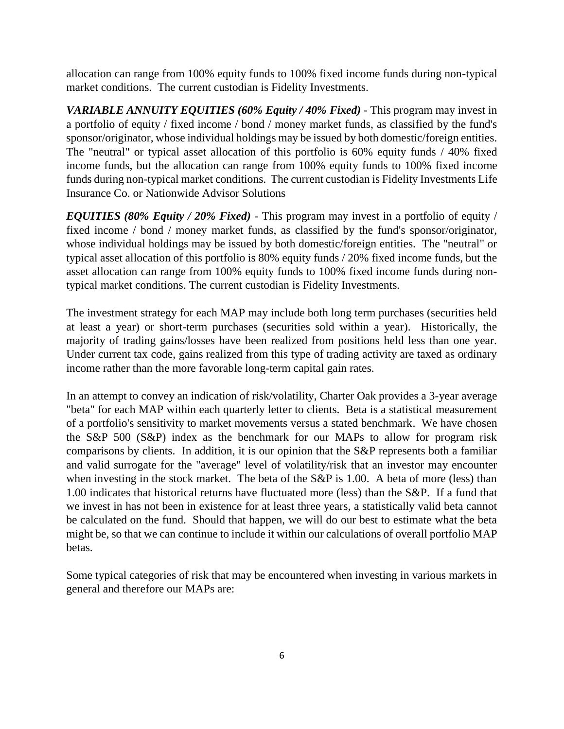allocation can range from 100% equity funds to 100% fixed income funds during non-typical market conditions. The current custodian is Fidelity Investments.

***VARIABLE ANNUITY EQUITIES (60% Equity / 40% Fixed)*** - This program may invest in a portfolio of equity / fixed income / bond / money market funds, as classified by the fund's sponsor/originator, whose individual holdings may be issued by both domestic/foreign entities. The "neutral" or typical asset allocation of this portfolio is 60% equity funds / 40% fixed income funds, but the allocation can range from 100% equity funds to 100% fixed income funds during non-typical market conditions. The current custodian is Fidelity Investments Life Insurance Co. or Nationwide Advisor Solutions

***EQUITIES (80% Equity / 20% Fixed)*** - This program may invest in a portfolio of equity / fixed income / bond / money market funds, as classified by the fund's sponsor/originator, whose individual holdings may be issued by both domestic/foreign entities. The "neutral" or typical asset allocation of this portfolio is 80% equity funds / 20% fixed income funds, but the asset allocation can range from 100% equity funds to 100% fixed income funds during non-typical market conditions. The current custodian is Fidelity Investments.

The investment strategy for each MAP may include both long term purchases (securities held at least a year) or short-term purchases (securities sold within a year). Historically, the majority of trading gains/losses have been realized from positions held less than one year. Under current tax code, gains realized from this type of trading activity are taxed as ordinary income rather than the more favorable long-term capital gain rates.

In an attempt to convey an indication of risk/volatility, Charter Oak provides a 3-year average "beta" for each MAP within each quarterly letter to clients. Beta is a statistical measurement of a portfolio's sensitivity to market movements versus a stated benchmark. We have chosen the S&P 500 (S&P) index as the benchmark for our MAPs to allow for program risk comparisons by clients. In addition, it is our opinion that the S&P represents both a familiar and valid surrogate for the "average" level of volatility/risk that an investor may encounter when investing in the stock market. The beta of the S&P is 1.00. A beta of more (less) than 1.00 indicates that historical returns have fluctuated more (less) than the S&P. If a fund that we invest in has not been in existence for at least three years, a statistically valid beta cannot be calculated on the fund. Should that happen, we will do our best to estimate what the beta might be, so that we can continue to include it within our calculations of overall portfolio MAP betas.

Some typical categories of risk that may be encountered when investing in various markets in general and therefore our MAPs are: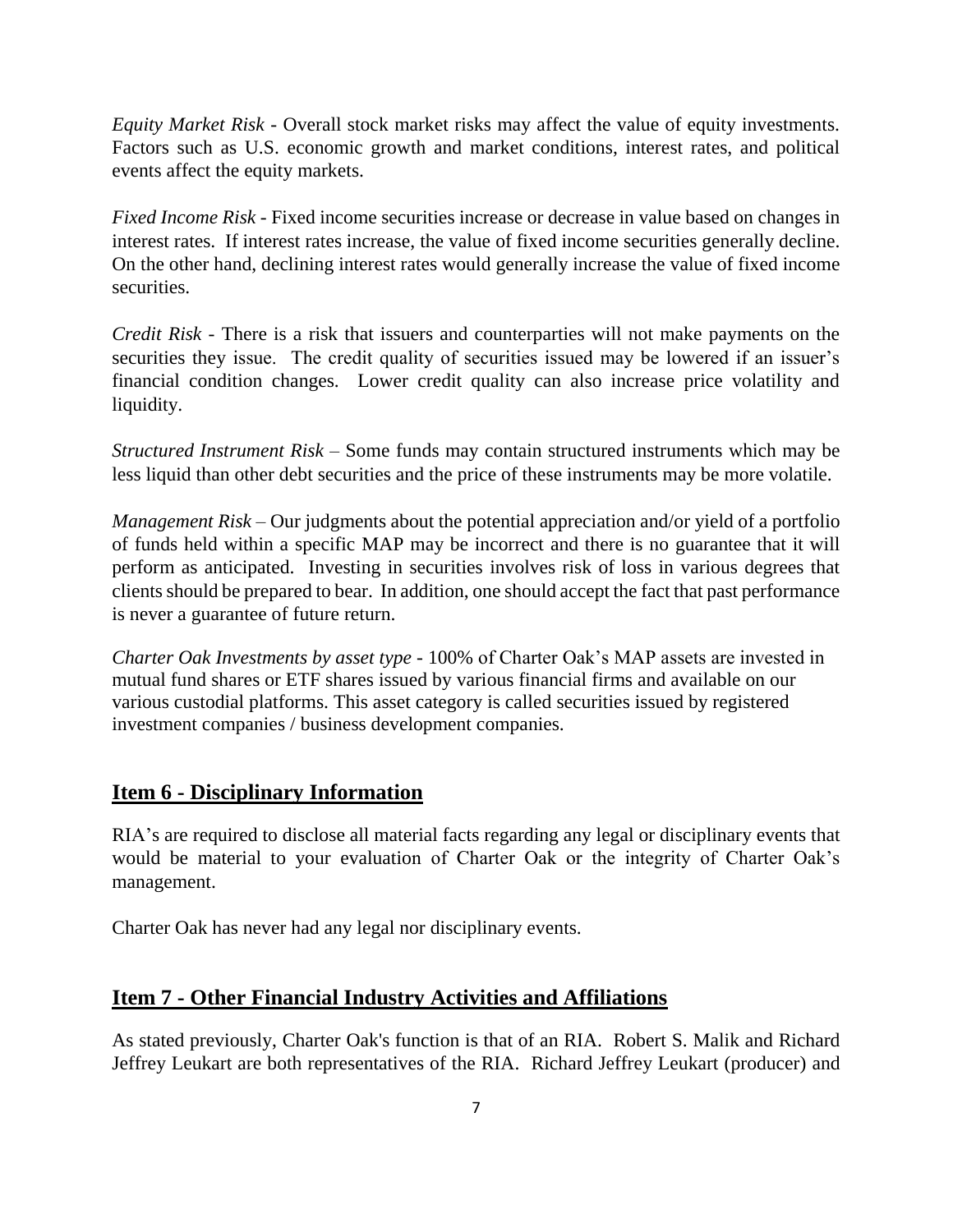*Equity Market Risk* - Overall stock market risks may affect the value of equity investments. Factors such as U.S. economic growth and market conditions, interest rates, and political events affect the equity markets.

*Fixed Income Risk* - Fixed income securities increase or decrease in value based on changes in interest rates. If interest rates increase, the value of fixed income securities generally decline. On the other hand, declining interest rates would generally increase the value of fixed income securities.

*Credit Risk* - There is a risk that issuers and counterparties will not make payments on the securities they issue. The credit quality of securities issued may be lowered if an issuer's financial condition changes. Lower credit quality can also increase price volatility and liquidity.

*Structured Instrument Risk* – Some funds may contain structured instruments which may be less liquid than other debt securities and the price of these instruments may be more volatile.

*Management Risk* – Our judgments about the potential appreciation and/or yield of a portfolio of funds held within a specific MAP may be incorrect and there is no guarantee that it will perform as anticipated. Investing in securities involves risk of loss in various degrees that clients should be prepared to bear. In addition, one should accept the fact that past performance is never a guarantee of future return.

*Charter Oak Investments by asset type* - 100% of Charter Oak's MAP assets are invested in mutual fund shares or ETF shares issued by various financial firms and available on our various custodial platforms. This asset category is called securities issued by registered investment companies / business development companies.

## Item 6 - Disciplinary Information

RIA's are required to disclose all material facts regarding any legal or disciplinary events that would be material to your evaluation of Charter Oak or the integrity of Charter Oak's management.

Charter Oak has never had any legal nor disciplinary events.

## Item 7 - Other Financial Industry Activities and Affiliations

As stated previously, Charter Oak's function is that of an RIA. Robert S. Malik and Richard Jeffrey Leukart are both representatives of the RIA. Richard Jeffrey Leukart (producer) and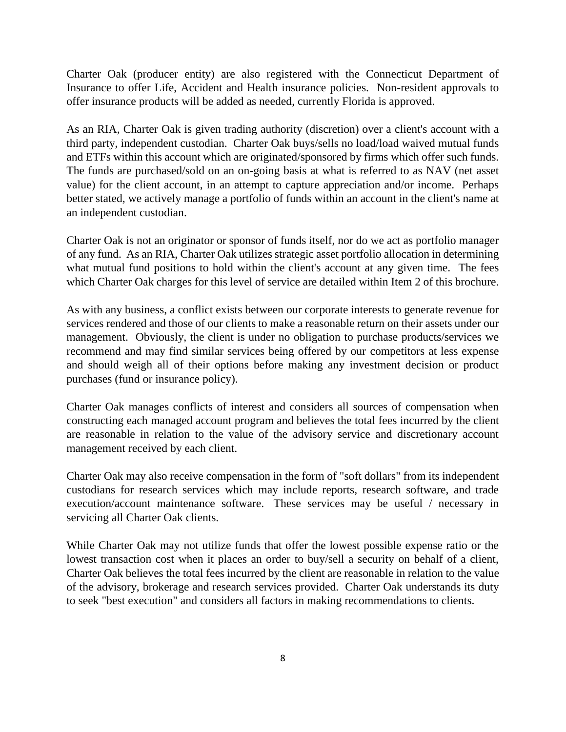Charter Oak (producer entity) are also registered with the Connecticut Department of Insurance to offer Life, Accident and Health insurance policies. Non-resident approvals to offer insurance products will be added as needed, currently Florida is approved.

As an RIA, Charter Oak is given trading authority (discretion) over a client's account with a third party, independent custodian. Charter Oak buys/sells no load/load waived mutual funds and ETFs within this account which are originated/sponsored by firms which offer such funds. The funds are purchased/sold on an on-going basis at what is referred to as NAV (net asset value) for the client account, in an attempt to capture appreciation and/or income. Perhaps better stated, we actively manage a portfolio of funds within an account in the client's name at an independent custodian.

Charter Oak is not an originator or sponsor of funds itself, nor do we act as portfolio manager of any fund. As an RIA, Charter Oak utilizes strategic asset portfolio allocation in determining what mutual fund positions to hold within the client's account at any given time. The fees which Charter Oak charges for this level of service are detailed within Item 2 of this brochure.

As with any business, a conflict exists between our corporate interests to generate revenue for services rendered and those of our clients to make a reasonable return on their assets under our management. Obviously, the client is under no obligation to purchase products/services we recommend and may find similar services being offered by our competitors at less expense and should weigh all of their options before making any investment decision or product purchases (fund or insurance policy).

Charter Oak manages conflicts of interest and considers all sources of compensation when constructing each managed account program and believes the total fees incurred by the client are reasonable in relation to the value of the advisory service and discretionary account management received by each client.

Charter Oak may also receive compensation in the form of "soft dollars" from its independent custodians for research services which may include reports, research software, and trade execution/account maintenance software. These services may be useful / necessary in servicing all Charter Oak clients.

While Charter Oak may not utilize funds that offer the lowest possible expense ratio or the lowest transaction cost when it places an order to buy/sell a security on behalf of a client, Charter Oak believes the total fees incurred by the client are reasonable in relation to the value of the advisory, brokerage and research services provided. Charter Oak understands its duty to seek "best execution" and considers all factors in making recommendations to clients.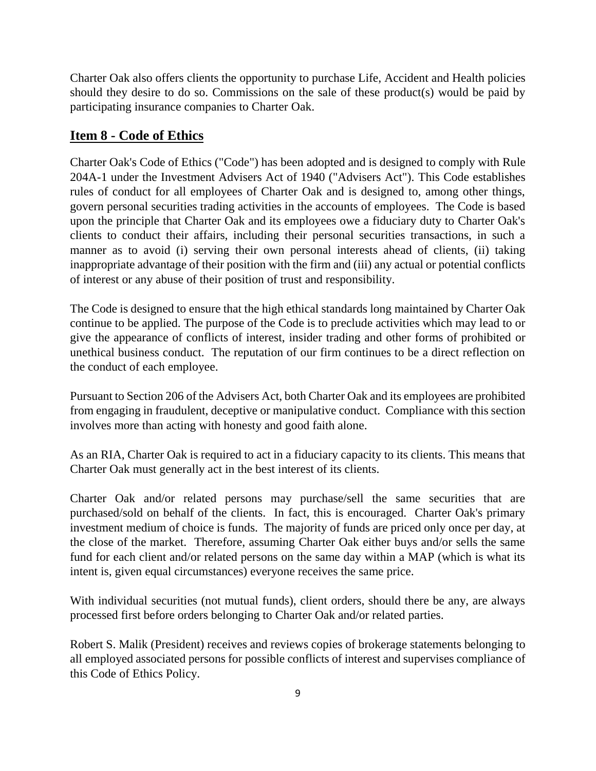Charter Oak also offers clients the opportunity to purchase Life, Accident and Health policies should they desire to do so. Commissions on the sale of these product(s) would be paid by participating insurance companies to Charter Oak.

## Item 8 - Code of Ethics

Charter Oak's Code of Ethics ("Code") has been adopted and is designed to comply with Rule 204A-1 under the Investment Advisers Act of 1940 ("Advisers Act"). This Code establishes rules of conduct for all employees of Charter Oak and is designed to, among other things, govern personal securities trading activities in the accounts of employees. The Code is based upon the principle that Charter Oak and its employees owe a fiduciary duty to Charter Oak's clients to conduct their affairs, including their personal securities transactions, in such a manner as to avoid (i) serving their own personal interests ahead of clients, (ii) taking inappropriate advantage of their position with the firm and (iii) any actual or potential conflicts of interest or any abuse of their position of trust and responsibility.

The Code is designed to ensure that the high ethical standards long maintained by Charter Oak continue to be applied. The purpose of the Code is to preclude activities which may lead to or give the appearance of conflicts of interest, insider trading and other forms of prohibited or unethical business conduct. The reputation of our firm continues to be a direct reflection on the conduct of each employee.

Pursuant to Section 206 of the Advisers Act, both Charter Oak and its employees are prohibited from engaging in fraudulent, deceptive or manipulative conduct. Compliance with this section involves more than acting with honesty and good faith alone.

As an RIA, Charter Oak is required to act in a fiduciary capacity to its clients. This means that Charter Oak must generally act in the best interest of its clients.

Charter Oak and/or related persons may purchase/sell the same securities that are purchased/sold on behalf of the clients. In fact, this is encouraged. Charter Oak's primary investment medium of choice is funds. The majority of funds are priced only once per day, at the close of the market. Therefore, assuming Charter Oak either buys and/or sells the same fund for each client and/or related persons on the same day within a MAP (which is what its intent is, given equal circumstances) everyone receives the same price.

With individual securities (not mutual funds), client orders, should there be any, are always processed first before orders belonging to Charter Oak and/or related parties.

Robert S. Malik (President) receives and reviews copies of brokerage statements belonging to all employed associated persons for possible conflicts of interest and supervises compliance of this Code of Ethics Policy.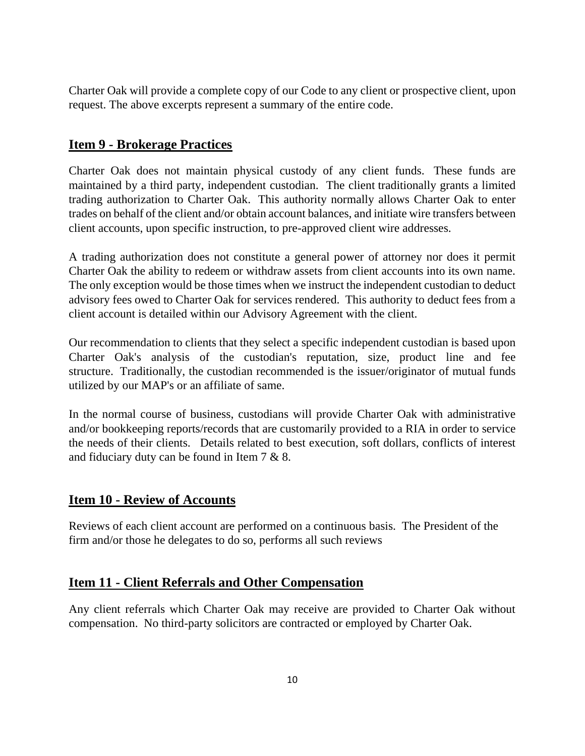Charter Oak will provide a complete copy of our Code to any client or prospective client, upon request. The above excerpts represent a summary of the entire code.

## Item 9 - Brokerage Practices

Charter Oak does not maintain physical custody of any client funds. These funds are maintained by a third party, independent custodian. The client traditionally grants a limited trading authorization to Charter Oak. This authority normally allows Charter Oak to enter trades on behalf of the client and/or obtain account balances, and initiate wire transfers between client accounts, upon specific instruction, to pre-approved client wire addresses.

A trading authorization does not constitute a general power of attorney nor does it permit Charter Oak the ability to redeem or withdraw assets from client accounts into its own name. The only exception would be those times when we instruct the independent custodian to deduct advisory fees owed to Charter Oak for services rendered. This authority to deduct fees from a client account is detailed within our Advisory Agreement with the client.

Our recommendation to clients that they select a specific independent custodian is based upon Charter Oak's analysis of the custodian's reputation, size, product line and fee structure. Traditionally, the custodian recommended is the issuer/originator of mutual funds utilized by our MAP's or an affiliate of same.

In the normal course of business, custodians will provide Charter Oak with administrative and/or bookkeeping reports/records that are customarily provided to a RIA in order to service the needs of their clients. Details related to best execution, soft dollars, conflicts of interest and fiduciary duty can be found in Item 7 & 8.

## Item 10 - Review of Accounts

Reviews of each client account are performed on a continuous basis. The President of the firm and/or those he delegates to do so, performs all such reviews

## Item 11 - Client Referrals and Other Compensation

Any client referrals which Charter Oak may receive are provided to Charter Oak without compensation. No third-party solicitors are contracted or employed by Charter Oak.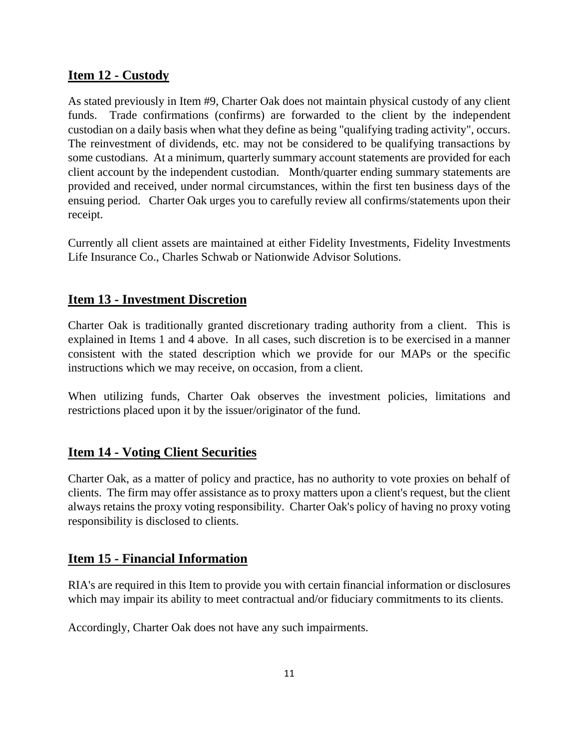## Item 12 - Custody

As stated previously in Item #9, Charter Oak does not maintain physical custody of any client funds. Trade confirmations (confirms) are forwarded to the client by the independent custodian on a daily basis when what they define as being "qualifying trading activity", occurs. The reinvestment of dividends, etc. may not be considered to be qualifying transactions by some custodians. At a minimum, quarterly summary account statements are provided for each client account by the independent custodian. Month/quarter ending summary statements are provided and received, under normal circumstances, within the first ten business days of the ensuing period. Charter Oak urges you to carefully review all confirms/statements upon their receipt.

Currently all client assets are maintained at either Fidelity Investments, Fidelity Investments Life Insurance Co., Charles Schwab or Nationwide Advisor Solutions.

## Item 13 - Investment Discretion

Charter Oak is traditionally granted discretionary trading authority from a client. This is explained in Items 1 and 4 above. In all cases, such discretion is to be exercised in a manner consistent with the stated description which we provide for our MAPs or the specific instructions which we may receive, on occasion, from a client.

When utilizing funds, Charter Oak observes the investment policies, limitations and restrictions placed upon it by the issuer/originator of the fund.

## Item 14 - Voting Client Securities

Charter Oak, as a matter of policy and practice, has no authority to vote proxies on behalf of clients. The firm may offer assistance as to proxy matters upon a client's request, but the client always retains the proxy voting responsibility. Charter Oak's policy of having no proxy voting responsibility is disclosed to clients.

## Item 15 - Financial Information

RIA's are required in this Item to provide you with certain financial information or disclosures which may impair its ability to meet contractual and/or fiduciary commitments to its clients.

Accordingly, Charter Oak does not have any such impairments.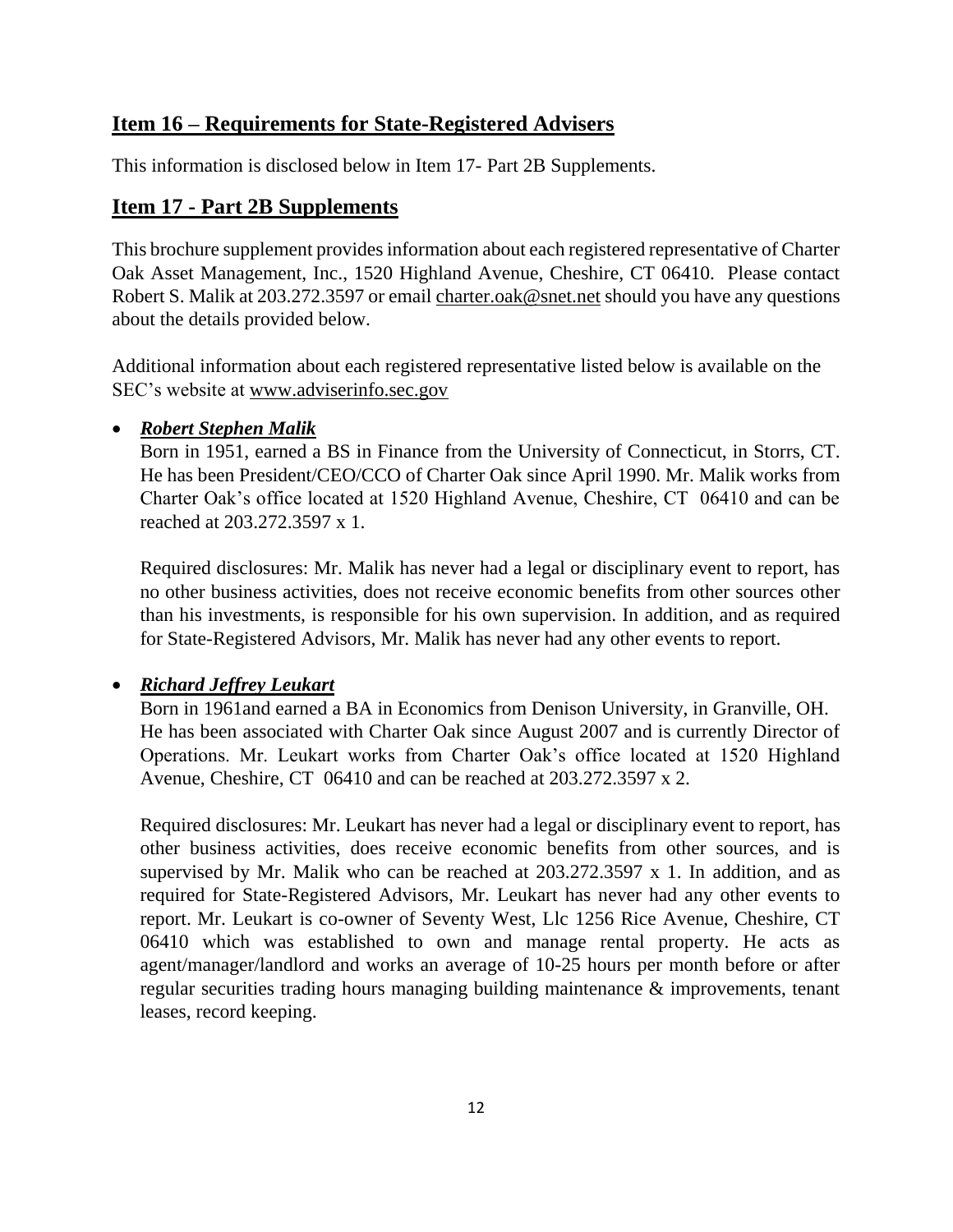## Item 16 – Requirements for State-Registered Advisers

This information is disclosed below in Item 17- Part 2B Supplements.

## Item 17 - Part 2B Supplements

This brochure supplement provides information about each registered representative of Charter Oak Asset Management, Inc., 1520 Highland Avenue, Cheshire, CT 06410. Please contact Robert S. Malik at 203.272.3597 or email charter.oak@snet.net should you have any questions about the details provided below.

Additional information about each registered representative listed below is available on the SEC's website at www.adviserinfo.sec.gov

- ***Robert Stephen Malik***

  Born in 1951, earned a BS in Finance from the University of Connecticut, in Storrs, CT. He has been President/CEO/CCO of Charter Oak since April 1990. Mr. Malik works from Charter Oak's office located at 1520 Highland Avenue, Cheshire, CT 06410 and can be reached at 203.272.3597 x 1.

  Required disclosures: Mr. Malik has never had a legal or disciplinary event to report, has no other business activities, does not receive economic benefits from other sources other than his investments, is responsible for his own supervision. In addition, and as required for State-Registered Advisors, Mr. Malik has never had any other events to report.

- ***Richard Jeffrey Leukart***

  Born in 1961and earned a BA in Economics from Denison University, in Granville, OH. He has been associated with Charter Oak since August 2007 and is currently Director of Operations. Mr. Leukart works from Charter Oak's office located at 1520 Highland Avenue, Cheshire, CT 06410 and can be reached at 203.272.3597 x 2.

  Required disclosures: Mr. Leukart has never had a legal or disciplinary event to report, has other business activities, does receive economic benefits from other sources, and is supervised by Mr. Malik who can be reached at 203.272.3597 x 1. In addition, and as required for State-Registered Advisors, Mr. Leukart has never had any other events to report. Mr. Leukart is co-owner of Seventy West, Llc 1256 Rice Avenue, Cheshire, CT 06410 which was established to own and manage rental property. He acts as agent/manager/landlord and works an average of 10-25 hours per month before or after regular securities trading hours managing building maintenance & improvements, tenant leases, record keeping.